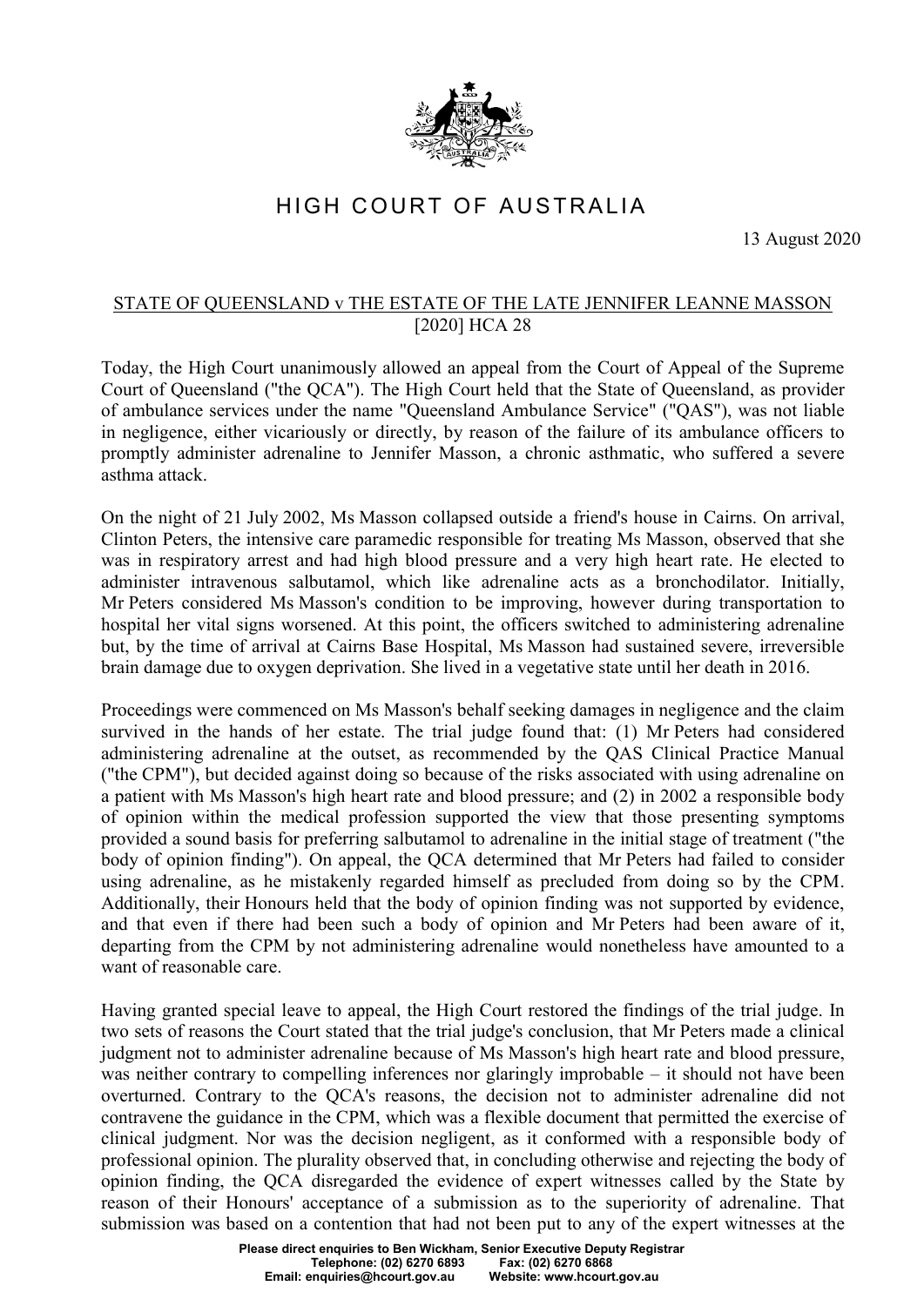# HIGH COURT OF AUSTRALIA

13 August 2020

## STATE OF QUEENSLAND v THE ESTATE OF THE LATE JENNIFER LEANNE MASSON [2020] HCA 28

Today, the High Court unanimously allowed an appeal from the Court of Appeal of the Supreme Court of Queensland ("the QCA"). The High Court held that the State of Queensland, as provider of ambulance services under the name "Queensland Ambulance Service" ("QAS"), was not liable in negligence, either vicariously or directly, by reason of the failure of its ambulance officers to promptly administer adrenaline to Jennifer Masson, a chronic asthmatic, who suffered a severe asthma attack.

On the night of 21 July 2002, Ms Masson collapsed outside a friend's house in Cairns. On arrival, Clinton Peters, the intensive care paramedic responsible for treating Ms Masson, observed that she was in respiratory arrest and had high blood pressure and a very high heart rate. He elected to administer intravenous salbutamol, which like adrenaline acts as a bronchodilator. Initially, Mr Peters considered Ms Masson's condition to be improving, however during transportation to hospital her vital signs worsened. At this point, the officers switched to administering adrenaline but, by the time of arrival at Cairns Base Hospital, Ms Masson had sustained severe, irreversible brain damage due to oxygen deprivation. She lived in a vegetative state until her death in 2016.

Proceedings were commenced on Ms Masson's behalf seeking damages in negligence and the claim survived in the hands of her estate. The trial judge found that: (1) Mr Peters had considered administering adrenaline at the outset, as recommended by the QAS Clinical Practice Manual ("the CPM"), but decided against doing so because of the risks associated with using adrenaline on a patient with Ms Masson's high heart rate and blood pressure; and (2) in 2002 a responsible body of opinion within the medical profession supported the view that those presenting symptoms provided a sound basis for preferring salbutamol to adrenaline in the initial stage of treatment ("the body of opinion finding"). On appeal, the QCA determined that Mr Peters had failed to consider using adrenaline, as he mistakenly regarded himself as precluded from doing so by the CPM. Additionally, their Honours held that the body of opinion finding was not supported by evidence, and that even if there had been such a body of opinion and Mr Peters had been aware of it, departing from the CPM by not administering adrenaline would nonetheless have amounted to a want of reasonable care.

Having granted special leave to appeal, the High Court restored the findings of the trial judge. In two sets of reasons the Court stated that the trial judge's conclusion, that Mr Peters made a clinical judgment not to administer adrenaline because of Ms Masson's high heart rate and blood pressure, was neither contrary to compelling inferences nor glaringly improbable – it should not have been overturned. Contrary to the QCA's reasons, the decision not to administer adrenaline did not contravene the guidance in the CPM, which was a flexible document that permitted the exercise of clinical judgment. Nor was the decision negligent, as it conformed with a responsible body of professional opinion. The plurality observed that, in concluding otherwise and rejecting the body of opinion finding, the QCA disregarded the evidence of expert witnesses called by the State by reason of their Honours' acceptance of a submission as to the superiority of adrenaline. That submission was based on a contention that had not been put to any of the expert witnesses at the

**Please direct enquiries to Ben Wickham, Senior Executive Deputy Registrar**
**Telephone: (02) 6270 6893 Fax: (02) 6270 6868**
**Email: enquiries@hcourt.gov.au Website: www.hcourt.gov.au**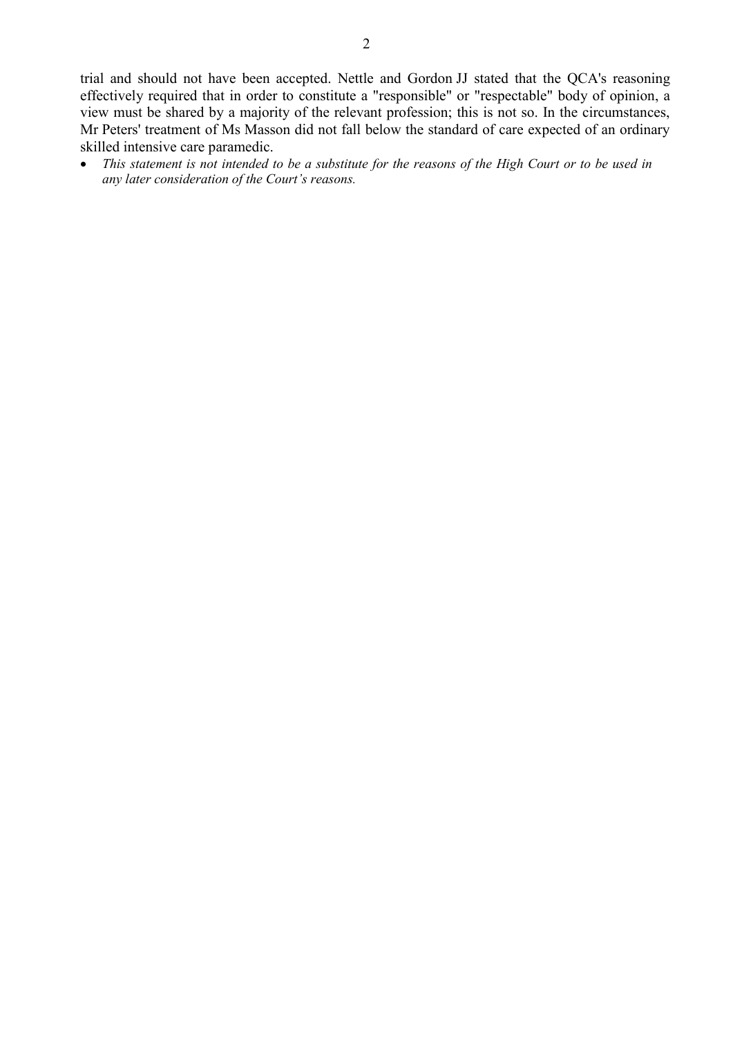trial and should not have been accepted. Nettle and Gordon JJ stated that the QCA's reasoning effectively required that in order to constitute a "responsible" or "respectable" body of opinion, a view must be shared by a majority of the relevant profession; this is not so. In the circumstances, Mr Peters' treatment of Ms Masson did not fall below the standard of care expected of an ordinary skilled intensive care paramedic.

- *This statement is not intended to be a substitute for the reasons of the High Court or to be used in any later consideration of the Court's reasons.*